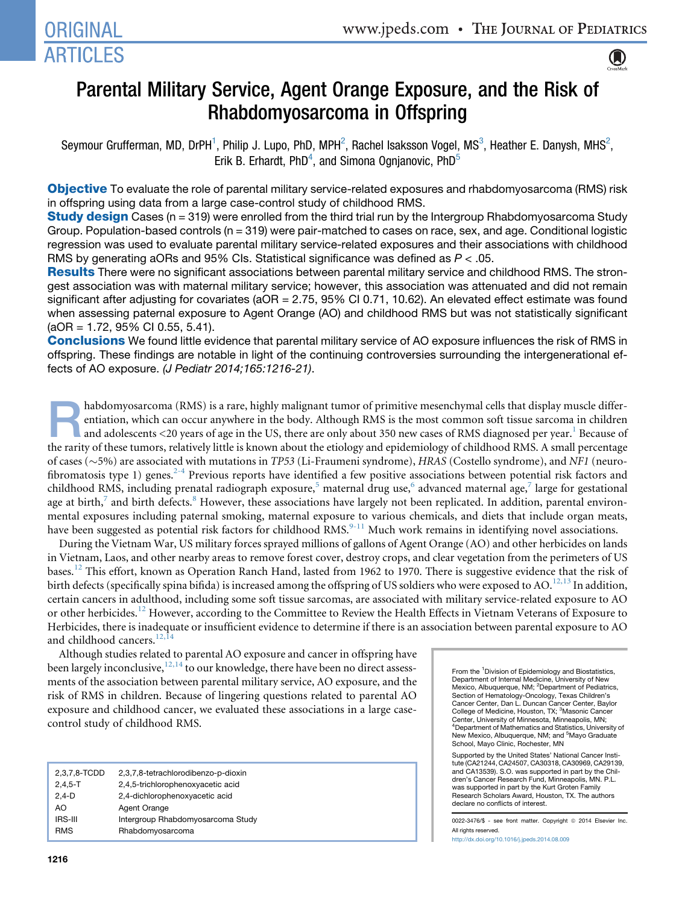# Parental Military Service, Agent Orange Exposure, and the Risk of Rhabdomyosarcoma in Offspring

Seymour Grufferman, MD, DrPH[1], Philip J. Lupo, PhD, MPH[2], Rachel Isaksson Vogel, MS[3], Heather E. Danysh, MHS[2], Erik B. Erhardt, PhD[4], and Simona Ognjanovic, PhD[5]

**Objective** To evaluate the role of parental military service-related exposures and rhabdomyosarcoma (RMS) risk in offspring using data from a large case-control study of childhood RMS.

**Study design** Cases (n = 319) were enrolled from the third trial run by the Intergroup Rhabdomyosarcoma Study Group. Population-based controls (n = 319) were pair-matched to cases on race, sex, and age. Conditional logistic regression was used to evaluate parental military service-related exposures and their associations with childhood RMS by generating aORs and 95% CIs. Statistical significance was defined as $P < .05$.

**Results** There were no significant associations between parental military service and childhood RMS. The strongest association was with maternal military service; however, this association was attenuated and did not remain significant after adjusting for covariates (aOR = 2.75, 95% CI 0.71, 10.62). An elevated effect estimate was found when assessing paternal exposure to Agent Orange (AO) and childhood RMS but was not statistically significant (aOR = 1.72, 95% CI 0.55, 5.41).

**Conclusions** We found little evidence that parental military service of AO exposure influences the risk of RMS in offspring. These findings are notable in light of the continuing controversies surrounding the intergenerational effects of AO exposure. *(J Pediatr 2014;165:1216-21)*.

Rhabdomyosarcoma (RMS) is a rare, highly malignant tumor of primitive mesenchymal cells that display muscle differentiation, which can occur anywhere in the body. Although RMS is the most common soft tissue sarcoma in children and adolescents <20 years of age in the US, there are only about 350 new cases of RMS diagnosed per year.[1] Because of the rarity of these tumors, relatively little is known about the etiology and epidemiology of childhood RMS. A small percentage of cases (~5%) are associated with mutations in *TP53* (Li-Fraumeni syndrome), *HRAS* (Costello syndrome), and *NF1* (neurofibromatosis type 1) genes.[2-4] Previous reports have identified a few positive associations between potential risk factors and childhood RMS, including prenatal radiograph exposure,[5] maternal drug use,[6] advanced maternal age,[7] large for gestational age at birth,[7] and birth defects.[8] However, these associations have largely not been replicated. In addition, parental environmental exposures including paternal smoking, maternal exposure to various chemicals, and diets that include organ meats, have been suggested as potential risk factors for childhood RMS.[9-11] Much work remains in identifying novel associations.

During the Vietnam War, US military forces sprayed millions of gallons of Agent Orange (AO) and other herbicides on lands in Vietnam, Laos, and other nearby areas to remove forest cover, destroy crops, and clear vegetation from the perimeters of US bases.[12] This effort, known as Operation Ranch Hand, lasted from 1962 to 1970. There is suggestive evidence that the risk of birth defects (specifically spina bifida) is increased among the offspring of US soldiers who were exposed to AO.[12,13] In addition, certain cancers in adulthood, including some soft tissue sarcomas, are associated with military service-related exposure to AO or other herbicides.[12] However, according to the Committee to Review the Health Effects in Vietnam Veterans of Exposure to Herbicides, there is inadequate or insufficient evidence to determine if there is an association between parental exposure to AO and childhood cancers.[12,14]

Although studies related to parental AO exposure and cancer in offspring have been largely inconclusive,[12,14] to our knowledge, there have been no direct assessments of the association between parental military service, AO exposure, and the risk of RMS in children. Because of lingering questions related to parental AO exposure and childhood cancer, we evaluated these associations in a large case-control study of childhood RMS.

| | |
|---|---|
| 2,3,7,8-TCDD | 2,3,7,8-tetrachlorodibenzo-p-dioxin |
| 2,4,5-T | 2,4,5-trichlorophenoxyacetic acid |
| 2,4-D | 2,4-dichlorophenoxyacetic acid |
| AO | Agent Orange |
| IRS-III | Intergroup Rhabdomyosarcoma Study |
| RMS | Rhabdomyosarcoma |

From the [1]Division of Epidemiology and Biostatistics, Department of Internal Medicine, University of New Mexico, Albuquerque, NM; [2]Department of Pediatrics, Section of Hematology-Oncology, Texas Children's Cancer Center, Dan L. Duncan Cancer Center, Baylor College of Medicine, Houston, TX; [3]Masonic Cancer Center, University of Minnesota, Minneapolis, MN; [4]Department of Mathematics and Statistics, University of New Mexico, Albuquerque, NM; and [5]Mayo Graduate School, Mayo Clinic, Rochester, MN

Supported by the United States' National Cancer Institute (CA21244, CA24507, CA30318, CA30969, CA29139, and CA13539). S.O. was supported in part by the Children's Cancer Research Fund, Minneapolis, MN. P.L. was supported in part by the Kurt Groten Family Research Scholars Award, Houston, TX. The authors declare no conflicts of interest.

0022-3476/$ - see front matter. Copyright © 2014 Elsevier Inc. All rights reserved.
http://dx.doi.org/10.1016/j.jpeds.2014.08.009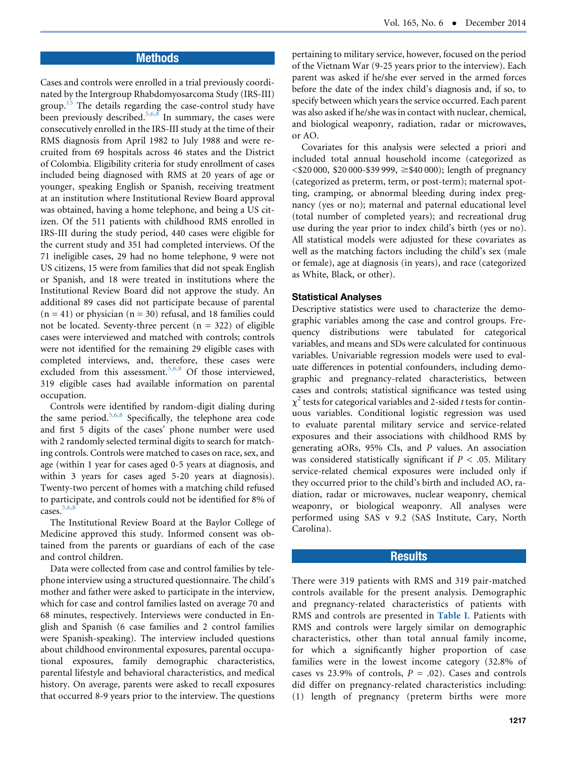## Methods

Cases and controls were enrolled in a trial previously coordinated by the Intergroup Rhabdomyosarcoma Study (IRS-III) group.[15] The details regarding the case-control study have been previously described.[5,6,8] In summary, the cases were consecutively enrolled in the IRS-III study at the time of their RMS diagnosis from April 1982 to July 1988 and were recruited from 69 hospitals across 46 states and the District of Colombia. Eligibility criteria for study enrollment of cases included being diagnosed with RMS at 20 years of age or younger, speaking English or Spanish, receiving treatment at an institution where Institutional Review Board approval was obtained, having a home telephone, and being a US citizen. Of the 511 patients with childhood RMS enrolled in IRS-III during the study period, 440 cases were eligible for the current study and 351 had completed interviews. Of the 71 ineligible cases, 29 had no home telephone, 9 were not US citizens, 15 were from families that did not speak English or Spanish, and 18 were treated in institutions where the Institutional Review Board did not approve the study. An additional 89 cases did not participate because of parental (n = 41) or physician (n = 30) refusal, and 18 families could not be located. Seventy-three percent (n = 322) of eligible cases were interviewed and matched with controls; controls were not identified for the remaining 29 eligible cases with completed interviews, and, therefore, these cases were excluded from this assessment.[5,6,8] Of those interviewed, 319 eligible cases had available information on parental occupation.

Controls were identified by random-digit dialing during the same period.[5,6,8] Specifically, the telephone area code and first 5 digits of the cases' phone number were used with 2 randomly selected terminal digits to search for matching controls. Controls were matched to cases on race, sex, and age (within 1 year for cases aged 0-5 years at diagnosis, and within 3 years for cases aged 5-20 years at diagnosis). Twenty-two percent of homes with a matching child refused to participate, and controls could not be identified for 8% of cases.[5,6,8]

The Institutional Review Board at the Baylor College of Medicine approved this study. Informed consent was obtained from the parents or guardians of each of the case and control children.

Data were collected from case and control families by telephone interview using a structured questionnaire. The child's mother and father were asked to participate in the interview, which for case and control families lasted on average 70 and 68 minutes, respectively. Interviews were conducted in English and Spanish (6 case families and 2 control families were Spanish-speaking). The interview included questions about childhood environmental exposures, parental occupational exposures, family demographic characteristics, parental lifestyle and behavioral characteristics, and medical history. On average, parents were asked to recall exposures that occurred 8-9 years prior to the interview. The questions pertaining to military service, however, focused on the period of the Vietnam War (9-25 years prior to the interview). Each parent was asked if he/she ever served in the armed forces before the date of the index child's diagnosis and, if so, to specify between which years the service occurred. Each parent was also asked if he/she was in contact with nuclear, chemical, and biological weaponry, radiation, radar or microwaves, or AO.

Covariates for this analysis were selected a priori and included total annual household income (categorized as <\$20 000, \$20 000-\$39 999, ≥\$40 000); length of pregnancy (categorized as preterm, term, or post-term); maternal spotting, cramping, or abnormal bleeding during index pregnancy (yes or no); maternal and paternal educational level (total number of completed years); and recreational drug use during the year prior to index child's birth (yes or no). All statistical models were adjusted for these covariates as well as the matching factors including the child's sex (male or female), age at diagnosis (in years), and race (categorized as White, Black, or other).

### Statistical Analyses

Descriptive statistics were used to characterize the demographic variables among the case and control groups. Frequency distributions were tabulated for categorical variables, and means and SDs were calculated for continuous variables. Univariable regression models were used to evaluate differences in potential confounders, including demographic and pregnancy-related characteristics, between cases and controls; statistical significance was tested using $\chi^2$ tests for categorical variables and 2-sided *t* tests for continuous variables. Conditional logistic regression was used to evaluate parental military service and service-related exposures and their associations with childhood RMS by generating aORs, 95% CIs, and *P* values. An association was considered statistically significant if $P < .05$. Military service-related chemical exposures were included only if they occurred prior to the child's birth and included AO, radiation, radar or microwaves, nuclear weaponry, chemical weaponry, or biological weaponry. All analyses were performed using SAS v 9.2 (SAS Institute, Cary, North Carolina).

## Results

There were 319 patients with RMS and 319 pair-matched controls available for the present analysis. Demographic and pregnancy-related characteristics of patients with RMS and controls are presented in Table I. Patients with RMS and controls were largely similar on demographic characteristics, other than total annual family income, for which a significantly higher proportion of case families were in the lowest income category (32.8% of cases vs 23.9% of controls, $P = .02$). Cases and controls did differ on pregnancy-related characteristics including: (1) length of pregnancy (preterm births were more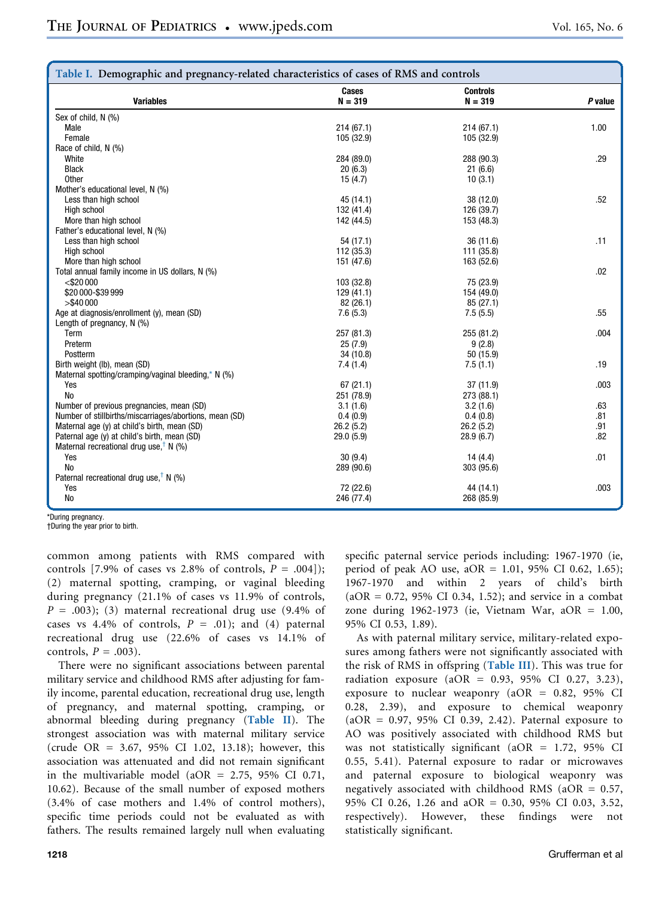**Table I. Demographic and pregnancy-related characteristics of cases of RMS and controls**

| Variables | Cases N = 319 | Controls N = 319 | P value |
|---|---|---|---|
| Sex of child, N (%) | | | |
| Male | 214 (67.1) | 214 (67.1) | 1.00 |
| Female | 105 (32.9) | 105 (32.9) | |
| Race of child, N (%) | | | |
| White | 284 (89.0) | 288 (90.3) | .29 |
| Black | 20 (6.3) | 21 (6.6) | |
| Other | 15 (4.7) | 10 (3.1) | |
| Mother's educational level, N (%) | | | |
| Less than high school | 45 (14.1) | 38 (12.0) | .52 |
| High school | 132 (41.4) | 126 (39.7) | |
| More than high school | 142 (44.5) | 153 (48.3) | |
| Father's educational level, N (%) | | | |
| Less than high school | 54 (17.1) | 36 (11.6) | .11 |
| High school | 112 (35.3) | 111 (35.8) | |
| More than high school | 151 (47.6) | 163 (52.6) | |
| Total annual family income in US dollars, N (%) | | | .02 |
| <$20 000 | 103 (32.8) | 75 (23.9) | |
| $20 000-$39 999 | 129 (41.1) | 154 (49.0) | |
| >$40 000 | 82 (26.1) | 85 (27.1) | |
| Age at diagnosis/enrollment (y), mean (SD) | 7.6 (5.3) | 7.5 (5.5) | .55 |
| Length of pregnancy, N (%) | | | |
| Term | 257 (81.3) | 255 (81.2) | .004 |
| Preterm | 25 (7.9) | 9 (2.8) | |
| Postterm | 34 (10.8) | 50 (15.9) | |
| Birth weight (lb), mean (SD) | 7.4 (1.4) | 7.5 (1.1) | .19 |
| Maternal spotting/cramping/vaginal bleeding,* N (%) | | | |
| Yes | 67 (21.1) | 37 (11.9) | .003 |
| No | 251 (78.9) | 273 (88.1) | |
| Number of previous pregnancies, mean (SD) | 3.1 (1.6) | 3.2 (1.6) | .63 |
| Number of stillbirths/miscarriages/abortions, mean (SD) | 0.4 (0.9) | 0.4 (0.8) | .81 |
| Maternal age (y) at child's birth, mean (SD) | 26.2 (5.2) | 26.2 (5.2) | .91 |
| Paternal age (y) at child's birth, mean (SD) | 29.0 (5.9) | 28.9 (6.7) | .82 |
| Maternal recreational drug use,† N (%) | | | |
| Yes | 30 (9.4) | 14 (4.4) | .01 |
| No | 289 (90.6) | 303 (95.6) | |
| Paternal recreational drug use,† N (%) | | | |
| Yes | 72 (22.6) | 44 (14.1) | .003 |
| No | 246 (77.4) | 268 (85.9) | |

*During pregnancy.
†During the year prior to birth.

common among patients with RMS compared with controls [7.9% of cases vs 2.8% of controls, $P = .004$]); (2) maternal spotting, cramping, or vaginal bleeding during pregnancy (21.1% of cases vs 11.9% of controls, $P = .003$); (3) maternal recreational drug use (9.4% of cases vs 4.4% of controls, $P = .01$); and (4) paternal recreational drug use (22.6% of cases vs 14.1% of controls, $P = .003$).

There were no significant associations between parental military service and childhood RMS after adjusting for family income, parental education, recreational drug use, length of pregnancy, and maternal spotting, cramping, or abnormal bleeding during pregnancy (Table II). The strongest association was with maternal military service (crude OR = 3.67, 95% CI 1.02, 13.18); however, this association was attenuated and did not remain significant in the multivariable model (aOR = 2.75, 95% CI 0.71, 10.62). Because of the small number of exposed mothers (3.4% of case mothers and 1.4% of control mothers), specific time periods could not be evaluated as with fathers. The results remained largely null when evaluating specific paternal service periods including: 1967-1970 (ie, period of peak AO use, aOR = 1.01, 95% CI 0.62, 1.65); 1967-1970 and within 2 years of child's birth (aOR = 0.72, 95% CI 0.34, 1.52); and service in a combat zone during 1962-1973 (ie, Vietnam War, aOR = 1.00, 95% CI 0.53, 1.89).

As with paternal military service, military-related exposures among fathers were not significantly associated with the risk of RMS in offspring (Table III). This was true for radiation exposure (aOR = 0.93, 95% CI 0.27, 3.23), exposure to nuclear weaponry (aOR = 0.82, 95% CI 0.28, 2.39), and exposure to chemical weaponry (aOR = 0.97, 95% CI 0.39, 2.42). Paternal exposure to AO was positively associated with childhood RMS but was not statistically significant (aOR = 1.72, 95% CI 0.55, 5.41). Paternal exposure to radar or microwaves and paternal exposure to biological weaponry was negatively associated with childhood RMS (aOR = 0.57, 95% CI 0.26, 1.26 and aOR = 0.30, 95% CI 0.03, 3.52, respectively). However, these findings were not statistically significant.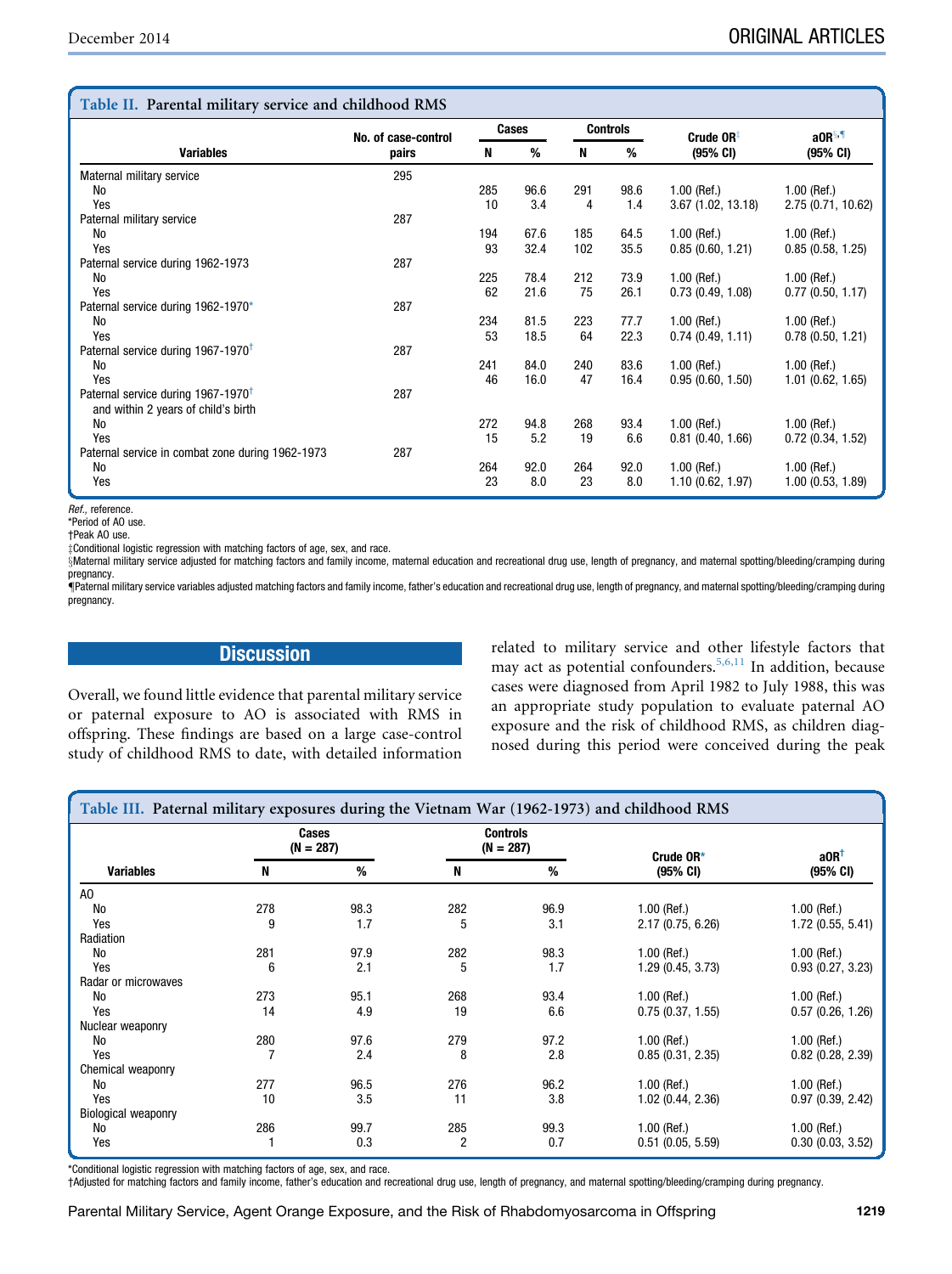**Table II. Parental military service and childhood RMS**

| Variables | No. of case-control pairs | Cases N | Cases % | Controls N | Controls % | Crude OR‡ (95% CI) | aOR§,¶ (95% CI) |
|---|---|---|---|---|---|---|---|
| Maternal military service | 295 | | | | | | |
| No | | 285 | 96.6 | 291 | 98.6 | 1.00 (Ref.) | 1.00 (Ref.) |
| Yes | | 10 | 3.4 | 4 | 1.4 | 3.67 (1.02, 13.18) | 2.75 (0.71, 10.62) |
| Paternal military service | 287 | | | | | | |
| No | | 194 | 67.6 | 185 | 64.5 | 1.00 (Ref.) | 1.00 (Ref.) |
| Yes | | 93 | 32.4 | 102 | 35.5 | 0.85 (0.60, 1.21) | 0.85 (0.58, 1.25) |
| Paternal service during 1962-1973 | 287 | | | | | | |
| No | | 225 | 78.4 | 212 | 73.9 | 1.00 (Ref.) | 1.00 (Ref.) |
| Yes | | 62 | 21.6 | 75 | 26.1 | 0.73 (0.49, 1.08) | 0.77 (0.50, 1.17) |
| Paternal service during 1962-1970* | 287 | | | | | | |
| No | | 234 | 81.5 | 223 | 77.7 | 1.00 (Ref.) | 1.00 (Ref.) |
| Yes | | 53 | 18.5 | 64 | 22.3 | 0.74 (0.49, 1.11) | 0.78 (0.50, 1.21) |
| Paternal service during 1967-1970† | 287 | | | | | | |
| No | | 241 | 84.0 | 240 | 83.6 | 1.00 (Ref.) | 1.00 (Ref.) |
| Yes | | 46 | 16.0 | 47 | 16.4 | 0.95 (0.60, 1.50) | 1.01 (0.62, 1.65) |
| Paternal service during 1967-1970† and within 2 years of child's birth | 287 | | | | | | |
| No | | 272 | 94.8 | 268 | 93.4 | 1.00 (Ref.) | 1.00 (Ref.) |
| Yes | | 15 | 5.2 | 19 | 6.6 | 0.81 (0.40, 1.66) | 0.72 (0.34, 1.52) |
| Paternal service in combat zone during 1962-1973 | 287 | | | | | | |
| No | | 264 | 92.0 | 264 | 92.0 | 1.00 (Ref.) | 1.00 (Ref.) |
| Yes | | 23 | 8.0 | 23 | 8.0 | 1.10 (0.62, 1.97) | 1.00 (0.53, 1.89) |

*Ref.*, reference.
*Period of AO use.
†Peak AO use.
‡Conditional logistic regression with matching factors of age, sex, and race.
§Maternal military service adjusted for matching factors and family income, maternal education and recreational drug use, length of pregnancy, and maternal spotting/bleeding/cramping during pregnancy.
¶Paternal military service variables adjusted matching factors and family income, father's education and recreational drug use, length of pregnancy, and maternal spotting/bleeding/cramping during pregnancy.

## Discussion

Overall, we found little evidence that parental military service or paternal exposure to AO is associated with RMS in offspring. These findings are based on a large case-control study of childhood RMS to date, with detailed information related to military service and other lifestyle factors that may act as potential confounders.[5,6,11] In addition, because cases were diagnosed from April 1982 to July 1988, this was an appropriate study population to evaluate paternal AO exposure and the risk of childhood RMS, as children diagnosed during this period were conceived during the peak

**Table III. Paternal military exposures during the Vietnam War (1962-1973) and childhood RMS**

| Variables | Cases (N = 287) N | Cases (N = 287) % | Controls (N = 287) N | Controls (N = 287) % | Crude OR* (95% CI) | aOR† (95% CI) |
|---|---|---|---|---|---|---|
| AO | | | | | | |
| No | 278 | 98.3 | 282 | 96.9 | 1.00 (Ref.) | 1.00 (Ref.) |
| Yes | 9 | 1.7 | 5 | 3.1 | 2.17 (0.75, 6.26) | 1.72 (0.55, 5.41) |
| Radiation | | | | | | |
| No | 281 | 97.9 | 282 | 98.3 | 1.00 (Ref.) | 1.00 (Ref.) |
| Yes | 6 | 2.1 | 5 | 1.7 | 1.29 (0.45, 3.73) | 0.93 (0.27, 3.23) |
| Radar or microwaves | | | | | | |
| No | 273 | 95.1 | 268 | 93.4 | 1.00 (Ref.) | 1.00 (Ref.) |
| Yes | 14 | 4.9 | 19 | 6.6 | 0.75 (0.37, 1.55) | 0.57 (0.26, 1.26) |
| Nuclear weaponry | | | | | | |
| No | 280 | 97.6 | 279 | 97.2 | 1.00 (Ref.) | 1.00 (Ref.) |
| Yes | 7 | 2.4 | 8 | 2.8 | 0.85 (0.31, 2.35) | 0.82 (0.28, 2.39) |
| Chemical weaponry | | | | | | |
| No | 277 | 96.5 | 276 | 96.2 | 1.00 (Ref.) | 1.00 (Ref.) |
| Yes | 10 | 3.5 | 11 | 3.8 | 1.02 (0.44, 2.36) | 0.97 (0.39, 2.42) |
| Biological weaponry | | | | | | |
| No | 286 | 99.7 | 285 | 99.3 | 1.00 (Ref.) | 1.00 (Ref.) |
| Yes | 1 | 0.3 | 2 | 0.7 | 0.51 (0.05, 5.59) | 0.30 (0.03, 3.52) |

*Conditional logistic regression with matching factors of age, sex, and race.
†Adjusted for matching factors and family income, father's education and recreational drug use, length of pregnancy, and maternal spotting/bleeding/cramping during pregnancy.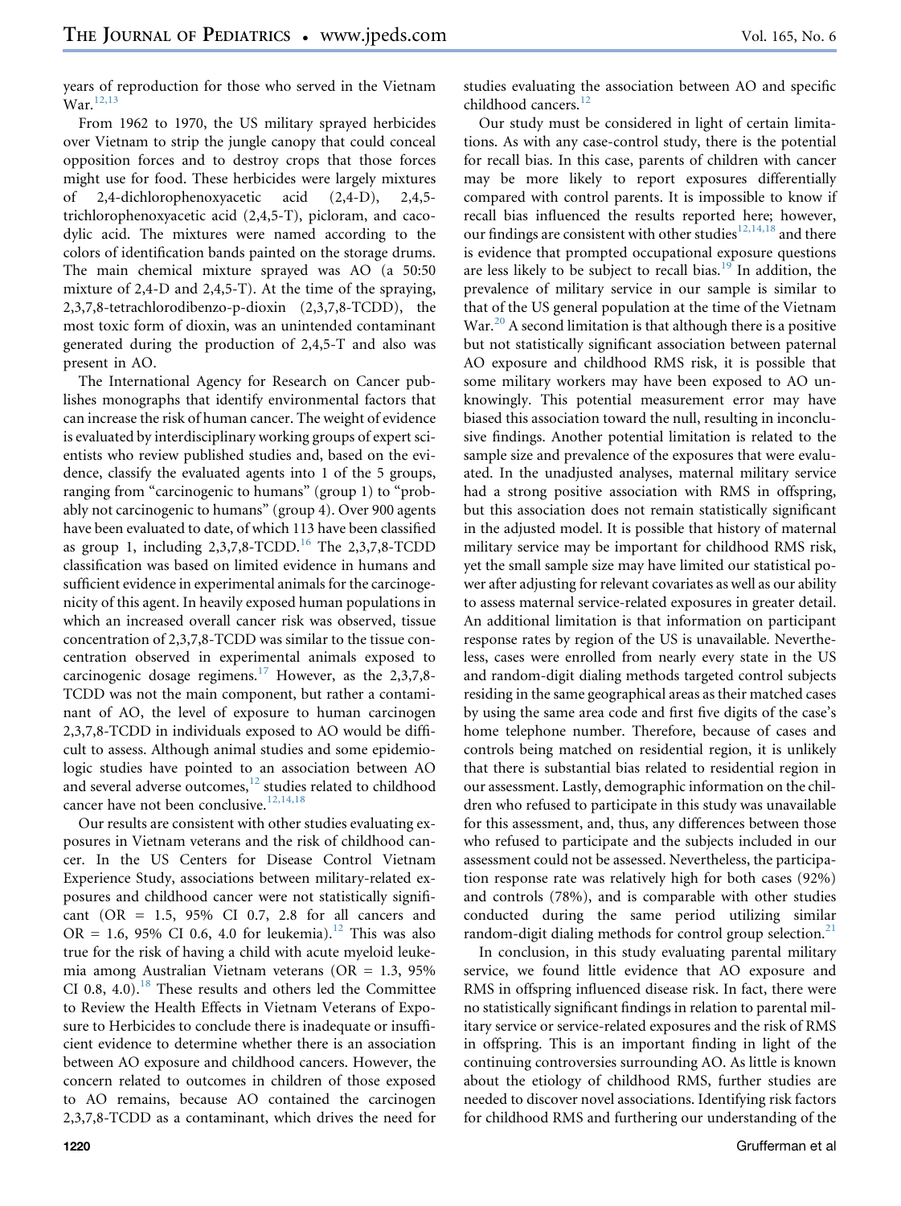years of reproduction for those who served in the Vietnam War.[12,13]

From 1962 to 1970, the US military sprayed herbicides over Vietnam to strip the jungle canopy that could conceal opposition forces and to destroy crops that those forces might use for food. These herbicides were largely mixtures of 2,4-dichlorophenoxyacetic acid (2,4-D), 2,4,5-trichlorophenoxyacetic acid (2,4,5-T), picloram, and cacodylic acid. The mixtures were named according to the colors of identification bands painted on the storage drums. The main chemical mixture sprayed was AO (a 50:50 mixture of 2,4-D and 2,4,5-T). At the time of the spraying, 2,3,7,8-tetrachlorodibenzo-p-dioxin (2,3,7,8-TCDD), the most toxic form of dioxin, was an unintended contaminant generated during the production of 2,4,5-T and also was present in AO.

The International Agency for Research on Cancer publishes monographs that identify environmental factors that can increase the risk of human cancer. The weight of evidence is evaluated by interdisciplinary working groups of expert scientists who review published studies and, based on the evidence, classify the evaluated agents into 1 of the 5 groups, ranging from "carcinogenic to humans" (group 1) to "probably not carcinogenic to humans" (group 4). Over 900 agents have been evaluated to date, of which 113 have been classified as group 1, including 2,3,7,8-TCDD.[16] The 2,3,7,8-TCDD classification was based on limited evidence in humans and sufficient evidence in experimental animals for the carcinogenicity of this agent. In heavily exposed human populations in which an increased overall cancer risk was observed, tissue concentration of 2,3,7,8-TCDD was similar to the tissue concentration observed in experimental animals exposed to carcinogenic dosage regimens.[17] However, as the 2,3,7,8-TCDD was not the main component, but rather a contaminant of AO, the level of exposure to human carcinogen 2,3,7,8-TCDD in individuals exposed to AO would be difficult to assess. Although animal studies and some epidemiologic studies have pointed to an association between AO and several adverse outcomes,[12] studies related to childhood cancer have not been conclusive.[12,14,18]

Our results are consistent with other studies evaluating exposures in Vietnam veterans and the risk of childhood cancer. In the US Centers for Disease Control Vietnam Experience Study, associations between military-related exposures and childhood cancer were not statistically significant (OR = 1.5, 95% CI 0.7, 2.8 for all cancers and OR = 1.6, 95% CI 0.6, 4.0 for leukemia).[12] This was also true for the risk of having a child with acute myeloid leukemia among Australian Vietnam veterans (OR = 1.3, 95% CI 0.8, 4.0).[18] These results and others led the Committee to Review the Health Effects in Vietnam Veterans of Exposure to Herbicides to conclude there is inadequate or insufficient evidence to determine whether there is an association between AO exposure and childhood cancers. However, the concern related to outcomes in children of those exposed to AO remains, because AO contained the carcinogen 2,3,7,8-TCDD as a contaminant, which drives the need for studies evaluating the association between AO and specific childhood cancers.[12]

Our study must be considered in light of certain limitations. As with any case-control study, there is the potential for recall bias. In this case, parents of children with cancer may be more likely to report exposures differentially compared with control parents. It is impossible to know if recall bias influenced the results reported here; however, our findings are consistent with other studies[12,14,18] and there is evidence that prompted occupational exposure questions are less likely to be subject to recall bias.[19] In addition, the prevalence of military service in our sample is similar to that of the US general population at the time of the Vietnam War.[20] A second limitation is that although there is a positive but not statistically significant association between paternal AO exposure and childhood RMS risk, it is possible that some military workers may have been exposed to AO unknowingly. This potential measurement error may have biased this association toward the null, resulting in inconclusive findings. Another potential limitation is related to the sample size and prevalence of the exposures that were evaluated. In the unadjusted analyses, maternal military service had a strong positive association with RMS in offspring, but this association does not remain statistically significant in the adjusted model. It is possible that history of maternal military service may be important for childhood RMS risk, yet the small sample size may have limited our statistical power after adjusting for relevant covariates as well as our ability to assess maternal service-related exposures in greater detail. An additional limitation is that information on participant response rates by region of the US is unavailable. Nevertheless, cases were enrolled from nearly every state in the US and random-digit dialing methods targeted control subjects residing in the same geographical areas as their matched cases by using the same area code and first five digits of the case's home telephone number. Therefore, because of cases and controls being matched on residential region, it is unlikely that there is substantial bias related to residential region in our assessment. Lastly, demographic information on the children who refused to participate in this study was unavailable for this assessment, and, thus, any differences between those who refused to participate and the subjects included in our assessment could not be assessed. Nevertheless, the participation response rate was relatively high for both cases (92%) and controls (78%), and is comparable with other studies conducted during the same period utilizing similar random-digit dialing methods for control group selection.[21]

In conclusion, in this study evaluating parental military service, we found little evidence that AO exposure and RMS in offspring influenced disease risk. In fact, there were no statistically significant findings in relation to parental military service or service-related exposures and the risk of RMS in offspring. This is an important finding in light of the continuing controversies surrounding AO. As little is known about the etiology of childhood RMS, further studies are needed to discover novel associations. Identifying risk factors for childhood RMS and furthering our understanding of the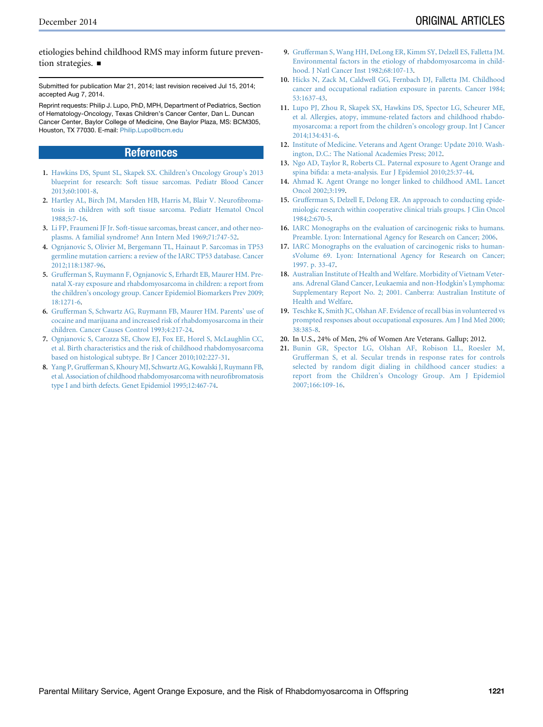etiologies behind childhood RMS may inform future prevention strategies. ■

Submitted for publication Mar 21, 2014; last revision received Jul 15, 2014; accepted Aug 7, 2014.

Reprint requests: Philip J. Lupo, PhD, MPH, Department of Pediatrics, Section of Hematology-Oncology, Texas Children's Cancer Center, Dan L. Duncan Cancer Center, Baylor College of Medicine, One Baylor Plaza, MS: BCM305, Houston, TX 77030. E-mail: Philip.Lupo@bcm.edu

## References

1. Hawkins DS, Spunt SL, Skapek SX. Children's Oncology Group's 2013 blueprint for research: Soft tissue sarcomas. Pediatr Blood Cancer 2013;60:1001-8.
2. Hartley AL, Birch JM, Marsden HB, Harris M, Blair V. Neurofibromatosis in children with soft tissue sarcoma. Pediatr Hematol Oncol 1988;5:7-16.
3. Li FP, Fraumeni JF Jr. Soft-tissue sarcomas, breast cancer, and other neoplasms. A familial syndrome? Ann Intern Med 1969;71:747-52.
4. Ognjanovic S, Olivier M, Bergemann TL, Hainaut P. Sarcomas in TP53 germline mutation carriers: a review of the IARC TP53 database. Cancer 2012;118:1387-96.
5. Grufferman S, Ruymann F, Ognjanovic S, Erhardt EB, Maurer HM. Prenatal X-ray exposure and rhabdomyosarcoma in children: a report from the children's oncology group. Cancer Epidemiol Biomarkers Prev 2009;18:1271-6.
6. Grufferman S, Schwartz AG, Ruymann FB, Maurer HM. Parents' use of cocaine and marijuana and increased risk of rhabdomyosarcoma in their children. Cancer Causes Control 1993;4:217-24.
7. Ognjanovic S, Carozza SE, Chow EJ, Fox EE, Horel S, McLaughlin CC, et al. Birth characteristics and the risk of childhood rhabdomyosarcoma based on histological subtype. Br J Cancer 2010;102:227-31.
8. Yang P, Grufferman S, Khoury MJ, Schwartz AG, Kowalski J, Ruymann FB, et al. Association of childhood rhabdomyosarcoma with neurofibromatosis type I and birth defects. Genet Epidemiol 1995;12:467-74.
9. Grufferman S, Wang HH, DeLong ER, Kimm SY, Delzell ES, Falletta JM. Environmental factors in the etiology of rhabdomyosarcoma in childhood. J Natl Cancer Inst 1982;68:107-13.
10. Hicks N, Zack M, Caldwell GG, Fernbach DJ, Falletta JM. Childhood cancer and occupational radiation exposure in parents. Cancer 1984;53:1637-43.
11. Lupo PJ, Zhou R, Skapek SX, Hawkins DS, Spector LG, Scheurer ME, et al. Allergies, atopy, immune-related factors and childhood rhabdomyosarcoma: a report from the children's oncology group. Int J Cancer 2014;134:431-6.
12. Institute of Medicine. Veterans and Agent Orange: Update 2010. Washington, D.C.: The National Academies Press; 2012.
13. Ngo AD, Taylor R, Roberts CL. Paternal exposure to Agent Orange and spina bifida: a meta-analysis. Eur J Epidemiol 2010;25:37-44.
14. Ahmad K. Agent Orange no longer linked to childhood AML. Lancet Oncol 2002;3:199.
15. Grufferman S, Delzell E, Delong ER. An approach to conducting epidemiologic research within cooperative clinical trials groups. J Clin Oncol 1984;2:670-5.
16. IARC Monographs on the evaluation of carcinogenic risks to humans. Preamble. Lyon: International Agency for Research on Cancer; 2006.
17. IARC Monographs on the evaluation of carcinogenic risks to humansVolume 69. Lyon: International Agency for Research on Cancer; 1997. p. 33-47.
18. Australian Institute of Health and Welfare. Morbidity of Vietnam Veterans. Adrenal Gland Cancer, Leukaemia and non-Hodgkin's Lymphoma: Supplementary Report No. 2; 2001. Canberra: Australian Institute of Health and Welfare.
19. Teschke K, Smith JC, Olshan AF. Evidence of recall bias in volunteered vs prompted responses about occupational exposures. Am J Ind Med 2000;38:385-8.
20. In U.S., 24% of Men, 2% of Women Are Veterans. Gallup; 2012.
21. Bunin GR, Spector LG, Olshan AF, Robison LL, Roesler M, Grufferman S, et al. Secular trends in response rates for controls selected by random digit dialing in childhood cancer studies: a report from the Children's Oncology Group. Am J Epidemiol 2007;166:109-16.